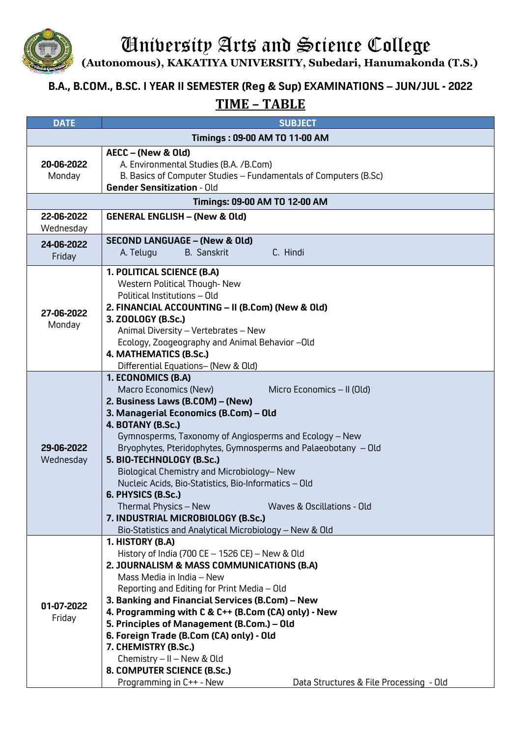# University Arts and Science College

**(Autonomous), KAKATIYA UNIVERSITY, Subedari, Hanumakonda (T.S.)**

## B.A., B.COM., B.SC. I YEAR II SEMESTER (Reg & Sup) EXAMINATIONS – JUN/JUL - 2022

## TIME – TABLE

| DATE | SUBJECT |
|---|---|
| **Timings : 09-00 AM TO 11-00 AM** | |
| **20-06-2022** Monday | **AECC – (New & Old)**<br>A. Environmental Studies (B.A. /B.Com)<br>B. Basics of Computer Studies – Fundamentals of Computers (B.Sc)<br>**Gender Sensitization** - Old |
| **Timings: 09-00 AM TO 12-00 AM** | |
| **22-06-2022** Wednesday | **GENERAL ENGLISH – (New & Old)** |
| **24-06-2022** Friday | **SECOND LANGUAGE – (New & Old)**<br>A. Telugu B. Sanskrit C. Hindi |
| **27-06-2022** Monday | **1. POLITICAL SCIENCE (B.A)**<br>Western Political Though- New<br>Political Institutions – Old<br>**2. FINANCIAL ACCOUNTING – II (B.Com) (New & Old)**<br>**3. ZOOLOGY (B.Sc.)**<br>Animal Diversity – Vertebrates – New<br>Ecology, Zoogeography and Animal Behavior –Old<br>**4. MATHEMATICS (B.Sc.)**<br>Differential Equations– (New & Old) |
| **29-06-2022** Wednesday | **1. ECONOMICS (B.A)**<br>Macro Economics (New) Micro Economics – II (Old)<br>**2. Business Laws (B.COM) – (New)**<br>**3. Managerial Economics (B.Com) – Old**<br>**4. BOTANY (B.Sc.)**<br>Gymnosperms, Taxonomy of Angiosperms and Ecology – New<br>Bryophytes, Pteridophytes, Gymnosperms and Palaeobotany – Old<br>**5. BIO-TECHNOLOGY (B.Sc.)**<br>Biological Chemistry and Microbiology– New<br>Nucleic Acids, Bio-Statistics, Bio-Informatics – Old<br>**6. PHYSICS (B.Sc.)**<br>Thermal Physics – New Waves & Oscillations - Old<br>**7. INDUSTRIAL MICROBIOLOGY (B.Sc.)**<br>Bio-Statistics and Analytical Microbiology – New & Old |
| **01-07-2022** Friday | **1. HISTORY (B.A)**<br>History of India (700 CE – 1526 CE) – New & Old<br>**2. JOURNALISM & MASS COMMUNICATIONS (B.A)**<br>Mass Media in India – New<br>Reporting and Editing for Print Media – Old<br>**3. Banking and Financial Services (B.Com) – New**<br>**4. Programming with C & C++ (B.Com (CA) only) - New**<br>**5. Principles of Management (B.Com.) – Old**<br>**6. Foreign Trade (B.Com (CA) only) - Old**<br>**7. CHEMISTRY (B.Sc.)**<br>Chemistry – II – New & Old<br>**8. COMPUTER SCIENCE (B.Sc.)**<br>Programming in C++ - New Data Structures & File Processing - Old |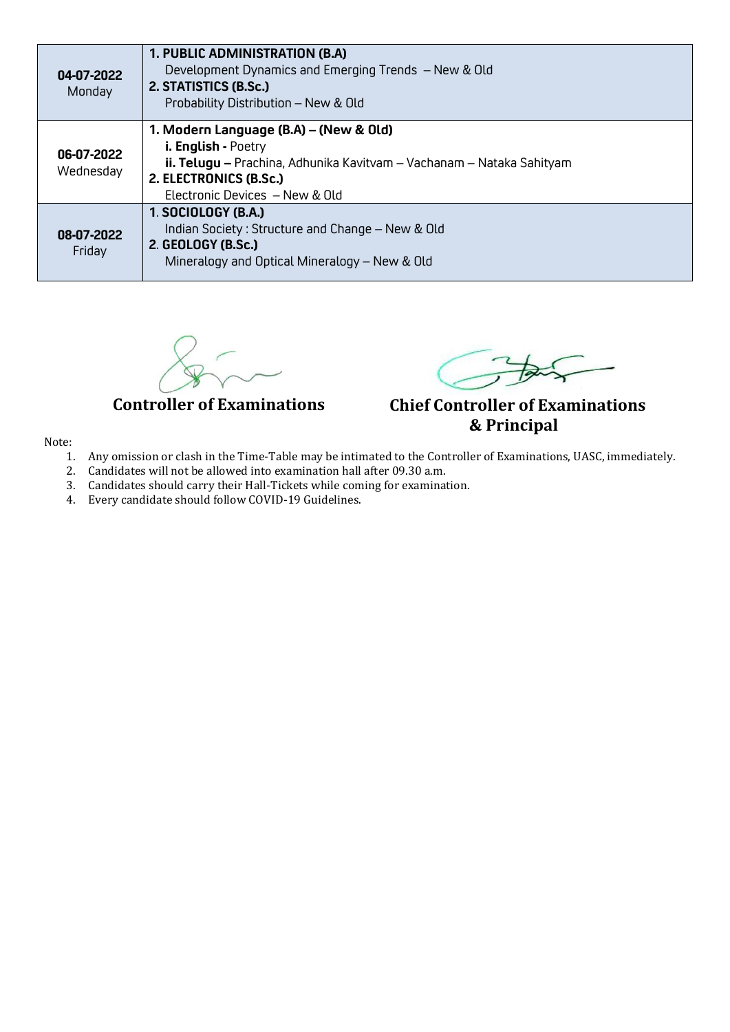| | |
|---|---|
| **04-07-2022** Monday | **1. PUBLIC ADMINISTRATION (B.A)** Development Dynamics and Emerging Trends – New & Old **2. STATISTICS (B.Sc.)** Probability Distribution – New & Old |
| **06-07-2022** Wednesday | **1. Modern Language (B.A) – (New & Old)** **i. English -** Poetry **ii. Telugu –** Prachina, Adhunika Kavitvam – Vachanam – Nataka Sahityam **2. ELECTRONICS (B.Sc.)** Electronic Devices – New & Old |
| **08-07-2022** Friday | **1. SOCIOLOGY (B.A.)** Indian Society : Structure and Change – New & Old **2. GEOLOGY (B.Sc.)** Mineralogy and Optical Mineralogy – New & Old |

**Controller of Examinations**

**Chief Controller of Examinations & Principal**

Note:

1. Any omission or clash in the Time-Table may be intimated to the Controller of Examinations, UASC, immediately.
2. Candidates will not be allowed into examination hall after 09.30 a.m.
3. Candidates should carry their Hall-Tickets while coming for examination.
4. Every candidate should follow COVID-19 Guidelines.